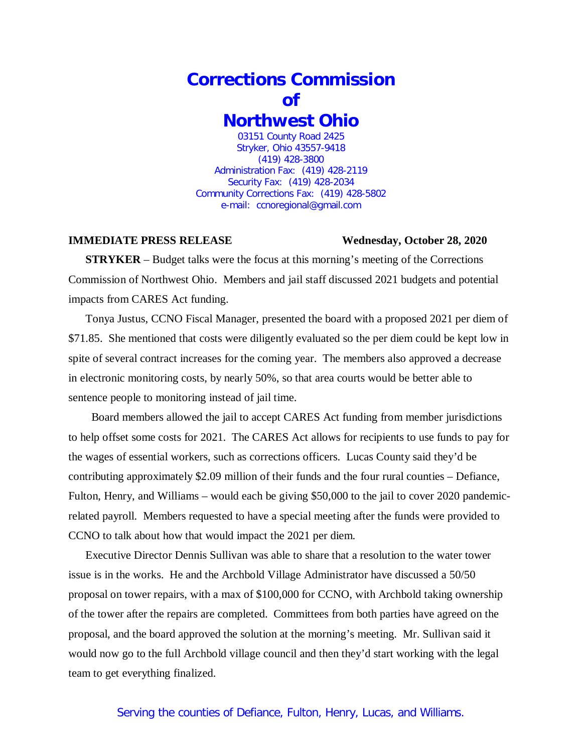# Corrections Commission of Northwest Ohio

03151 County Road 2425
Stryker, Ohio 43557-9418
(419) 428-3800
Administration Fax: (419) 428-2119
Security Fax: (419) 428-2034
Community Corrections Fax: (419) 428-5802
e-mail: ccnoregional@gmail.com

**IMMEDIATE PRESS RELEASE** **Wednesday, October 28, 2020**

**STRYKER** – Budget talks were the focus at this morning's meeting of the Corrections Commission of Northwest Ohio. Members and jail staff discussed 2021 budgets and potential impacts from CARES Act funding.

Tonya Justus, CCNO Fiscal Manager, presented the board with a proposed 2021 per diem of $71.85. She mentioned that costs were diligently evaluated so the per diem could be kept low in spite of several contract increases for the coming year. The members also approved a decrease in electronic monitoring costs, by nearly 50%, so that area courts would be better able to sentence people to monitoring instead of jail time.

Board members allowed the jail to accept CARES Act funding from member jurisdictions to help offset some costs for 2021. The CARES Act allows for recipients to use funds to pay for the wages of essential workers, such as corrections officers. Lucas County said they'd be contributing approximately $2.09 million of their funds and the four rural counties – Defiance, Fulton, Henry, and Williams – would each be giving $50,000 to the jail to cover 2020 pandemic-related payroll. Members requested to have a special meeting after the funds were provided to CCNO to talk about how that would impact the 2021 per diem.

Executive Director Dennis Sullivan was able to share that a resolution to the water tower issue is in the works. He and the Archbold Village Administrator have discussed a 50/50 proposal on tower repairs, with a max of $100,000 for CCNO, with Archbold taking ownership of the tower after the repairs are completed. Committees from both parties have agreed on the proposal, and the board approved the solution at the morning's meeting. Mr. Sullivan said it would now go to the full Archbold village council and then they'd start working with the legal team to get everything finalized.

Serving the counties of Defiance, Fulton, Henry, Lucas, and Williams.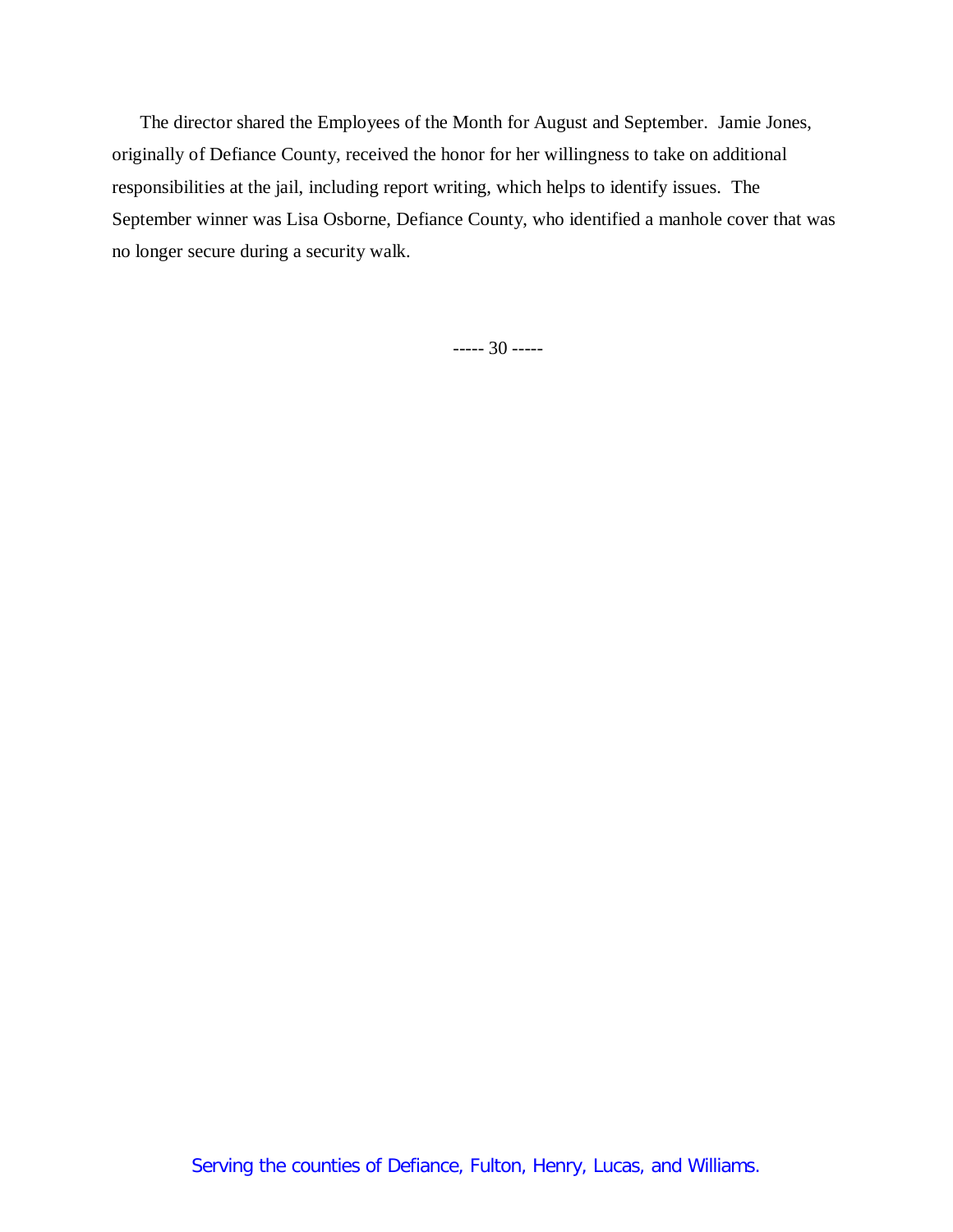The director shared the Employees of the Month for August and September. Jamie Jones, originally of Defiance County, received the honor for her willingness to take on additional responsibilities at the jail, including report writing, which helps to identify issues. The September winner was Lisa Osborne, Defiance County, who identified a manhole cover that was no longer secure during a security walk.

----- 30 -----